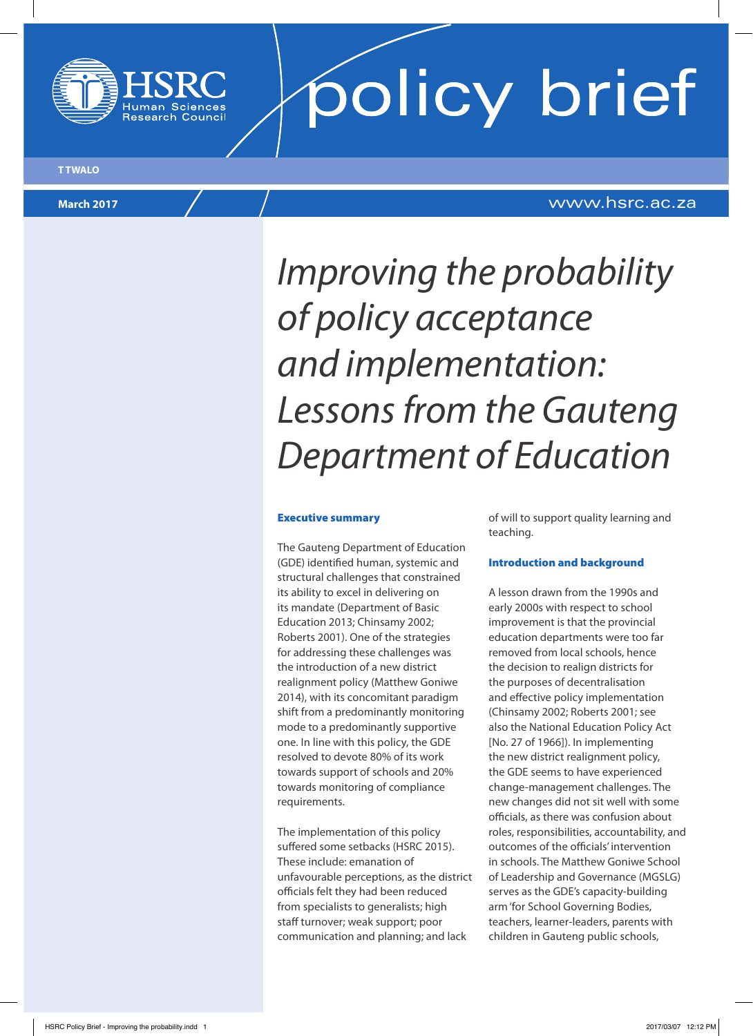HSRC Human Sciences Research Council

# policy brief

T TWALO

March 2017

www.hsrc.ac.za

# *Improving the probability of policy acceptance and implementation: Lessons from the Gauteng Department of Education*

## Executive summary

The Gauteng Department of Education (GDE) identified human, systemic and structural challenges that constrained its ability to excel in delivering on its mandate (Department of Basic Education 2013; Chinsamy 2002; Roberts 2001). One of the strategies for addressing these challenges was the introduction of a new district realignment policy (Matthew Goniwe 2014), with its concomitant paradigm shift from a predominantly monitoring mode to a predominantly supportive one. In line with this policy, the GDE resolved to devote 80% of its work towards support of schools and 20% towards monitoring of compliance requirements.

The implementation of this policy suffered some setbacks (HSRC 2015). These include: emanation of unfavourable perceptions, as the district officials felt they had been reduced from specialists to generalists; high staff turnover; weak support; poor communication and planning; and lack of will to support quality learning and teaching.

## Introduction and background

A lesson drawn from the 1990s and early 2000s with respect to school improvement is that the provincial education departments were too far removed from local schools, hence the decision to realign districts for the purposes of decentralisation and effective policy implementation (Chinsamy 2002; Roberts 2001; see also the National Education Policy Act [No. 27 of 1966]). In implementing the new district realignment policy, the GDE seems to have experienced change-management challenges. The new changes did not sit well with some officials, as there was confusion about roles, responsibilities, accountability, and outcomes of the officials' intervention in schools. The Matthew Goniwe School of Leadership and Governance (MGSLG) serves as the GDE's capacity-building arm 'for School Governing Bodies, teachers, learner-leaders, parents with children in Gauteng public schools,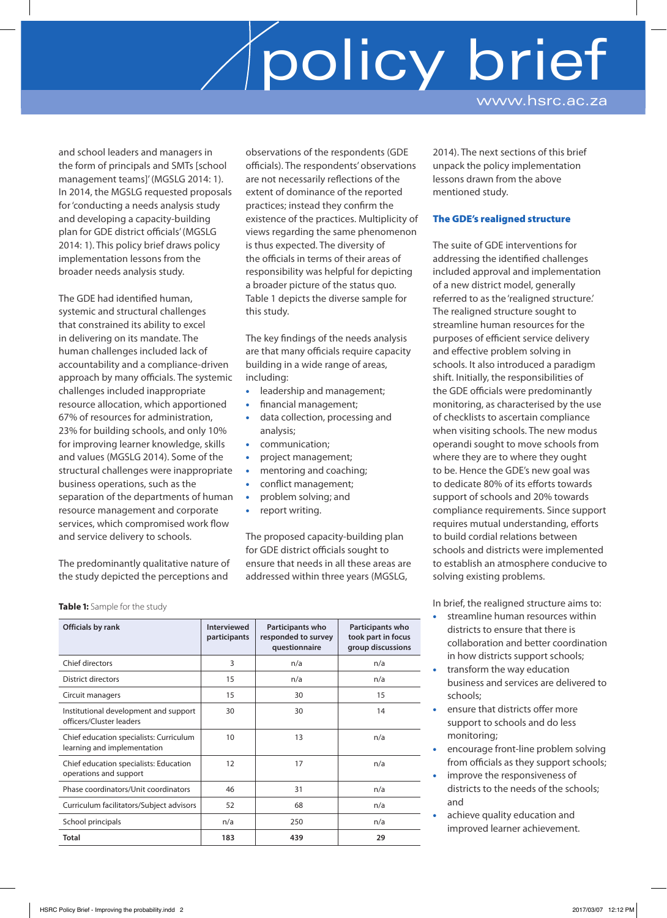and school leaders and managers in the form of principals and SMTs [school management teams]' (MGSLG 2014: 1). In 2014, the MGSLG requested proposals for 'conducting a needs analysis study and developing a capacity-building plan for GDE district officials' (MGSLG 2014: 1). This policy brief draws policy implementation lessons from the broader needs analysis study.

The GDE had identified human, systemic and structural challenges that constrained its ability to excel in delivering on its mandate. The human challenges included lack of accountability and a compliance-driven approach by many officials. The systemic challenges included inappropriate resource allocation, which apportioned 67% of resources for administration, 23% for building schools, and only 10% for improving learner knowledge, skills and values (MGSLG 2014). Some of the structural challenges were inappropriate business operations, such as the separation of the departments of human resource management and corporate services, which compromised work flow and service delivery to schools.

The predominantly qualitative nature of the study depicted the perceptions and observations of the respondents (GDE officials). The respondents' observations are not necessarily reflections of the extent of dominance of the reported practices; instead they confirm the existence of the practices. Multiplicity of views regarding the same phenomenon is thus expected. The diversity of the officials in terms of their areas of responsibility was helpful for depicting a broader picture of the status quo. Table 1 depicts the diverse sample for this study.

The key findings of the needs analysis are that many officials require capacity building in a wide range of areas, including:

- leadership and management;
- financial management;
- data collection, processing and analysis;
- communication;
- project management;
- mentoring and coaching;
- conflict management;
- problem solving; and
- report writing.

The proposed capacity-building plan for GDE district officials sought to ensure that needs in all these areas are addressed within three years (MGSLG, 2014). The next sections of this brief unpack the policy implementation lessons drawn from the above mentioned study.

**Table 1:** Sample for the study

| Officials by rank | Interviewed participants | Participants who responded to survey questionnaire | Participants who took part in focus group discussions |
|---|---|---|---|
| Chief directors | 3 | n/a | n/a |
| District directors | 15 | n/a | n/a |
| Circuit managers | 15 | 30 | 15 |
| Institutional development and support officers/Cluster leaders | 30 | 30 | 14 |
| Chief education specialists: Curriculum learning and implementation | 10 | 13 | n/a |
| Chief education specialists: Education operations and support | 12 | 17 | n/a |
| Phase coordinators/Unit coordinators | 46 | 31 | n/a |
| Curriculum facilitators/Subject advisors | 52 | 68 | n/a |
| School principals | n/a | 250 | n/a |
| **Total** | **183** | **439** | **29** |

## The GDE's realigned structure

The suite of GDE interventions for addressing the identified challenges included approval and implementation of a new district model, generally referred to as the 'realigned structure.' The realigned structure sought to streamline human resources for the purposes of efficient service delivery and effective problem solving in schools. It also introduced a paradigm shift. Initially, the responsibilities of the GDE officials were predominantly monitoring, as characterised by the use of checklists to ascertain compliance when visiting schools. The new modus operandi sought to move schools from where they are to where they ought to be. Hence the GDE's new goal was to dedicate 80% of its efforts towards support of schools and 20% towards compliance requirements. Since support requires mutual understanding, efforts to build cordial relations between schools and districts were implemented to establish an atmosphere conducive to solving existing problems.

In brief, the realigned structure aims to:

- streamline human resources within districts to ensure that there is collaboration and better coordination in how districts support schools;
- transform the way education business and services are delivered to schools;
- ensure that districts offer more support to schools and do less monitoring;
- encourage front-line problem solving from officials as they support schools;
- improve the responsiveness of districts to the needs of the schools; and
- achieve quality education and improved learner achievement.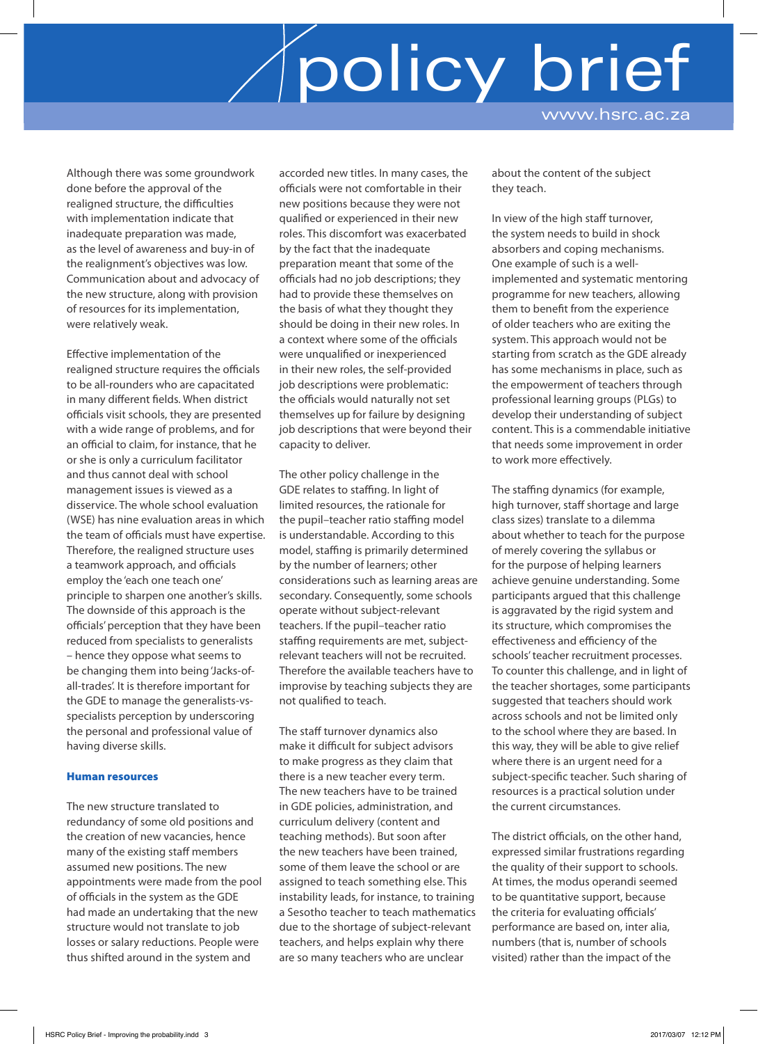Although there was some groundwork done before the approval of the realigned structure, the difficulties with implementation indicate that inadequate preparation was made, as the level of awareness and buy-in of the realignment's objectives was low. Communication about and advocacy of the new structure, along with provision of resources for its implementation, were relatively weak.

Effective implementation of the realigned structure requires the officials to be all-rounders who are capacitated in many different fields. When district officials visit schools, they are presented with a wide range of problems, and for an official to claim, for instance, that he or she is only a curriculum facilitator and thus cannot deal with school management issues is viewed as a disservice. The whole school evaluation (WSE) has nine evaluation areas in which the team of officials must have expertise. Therefore, the realigned structure uses a teamwork approach, and officials employ the 'each one teach one' principle to sharpen one another's skills. The downside of this approach is the officials' perception that they have been reduced from specialists to generalists – hence they oppose what seems to be changing them into being 'Jacks-of-all-trades'. It is therefore important for the GDE to manage the generalists-vs-specialists perception by underscoring the personal and professional value of having diverse skills.

### Human resources

The new structure translated to redundancy of some old positions and the creation of new vacancies, hence many of the existing staff members assumed new positions. The new appointments were made from the pool of officials in the system as the GDE had made an undertaking that the new structure would not translate to job losses or salary reductions. People were thus shifted around in the system and accorded new titles. In many cases, the officials were not comfortable in their new positions because they were not qualified or experienced in their new roles. This discomfort was exacerbated by the fact that the inadequate preparation meant that some of the officials had no job descriptions; they had to provide these themselves on the basis of what they thought they should be doing in their new roles. In a context where some of the officials were unqualified or inexperienced in their new roles, the self-provided job descriptions were problematic: the officials would naturally not set themselves up for failure by designing job descriptions that were beyond their capacity to deliver.

The other policy challenge in the GDE relates to staffing. In light of limited resources, the rationale for the pupil–teacher ratio staffing model is understandable. According to this model, staffing is primarily determined by the number of learners; other considerations such as learning areas are secondary. Consequently, some schools operate without subject-relevant teachers. If the pupil–teacher ratio staffing requirements are met, subject-relevant teachers will not be recruited. Therefore the available teachers have to improvise by teaching subjects they are not qualified to teach.

The staff turnover dynamics also make it difficult for subject advisors to make progress as they claim that there is a new teacher every term. The new teachers have to be trained in GDE policies, administration, and curriculum delivery (content and teaching methods). But soon after the new teachers have been trained, some of them leave the school or are assigned to teach something else. This instability leads, for instance, to training a Sesotho teacher to teach mathematics due to the shortage of subject-relevant teachers, and helps explain why there are so many teachers who are unclear about the content of the subject they teach.

In view of the high staff turnover, the system needs to build in shock absorbers and coping mechanisms. One example of such is a well-implemented and systematic mentoring programme for new teachers, allowing them to benefit from the experience of older teachers who are exiting the system. This approach would not be starting from scratch as the GDE already has some mechanisms in place, such as the empowerment of teachers through professional learning groups (PLGs) to develop their understanding of subject content. This is a commendable initiative that needs some improvement in order to work more effectively.

The staffing dynamics (for example, high turnover, staff shortage and large class sizes) translate to a dilemma about whether to teach for the purpose of merely covering the syllabus or for the purpose of helping learners achieve genuine understanding. Some participants argued that this challenge is aggravated by the rigid system and its structure, which compromises the effectiveness and efficiency of the schools' teacher recruitment processes. To counter this challenge, and in light of the teacher shortages, some participants suggested that teachers should work across schools and not be limited only to the school where they are based. In this way, they will be able to give relief where there is an urgent need for a subject-specific teacher. Such sharing of resources is a practical solution under the current circumstances.

The district officials, on the other hand, expressed similar frustrations regarding the quality of their support to schools. At times, the modus operandi seemed to be quantitative support, because the criteria for evaluating officials' performance are based on, inter alia, numbers (that is, number of schools visited) rather than the impact of the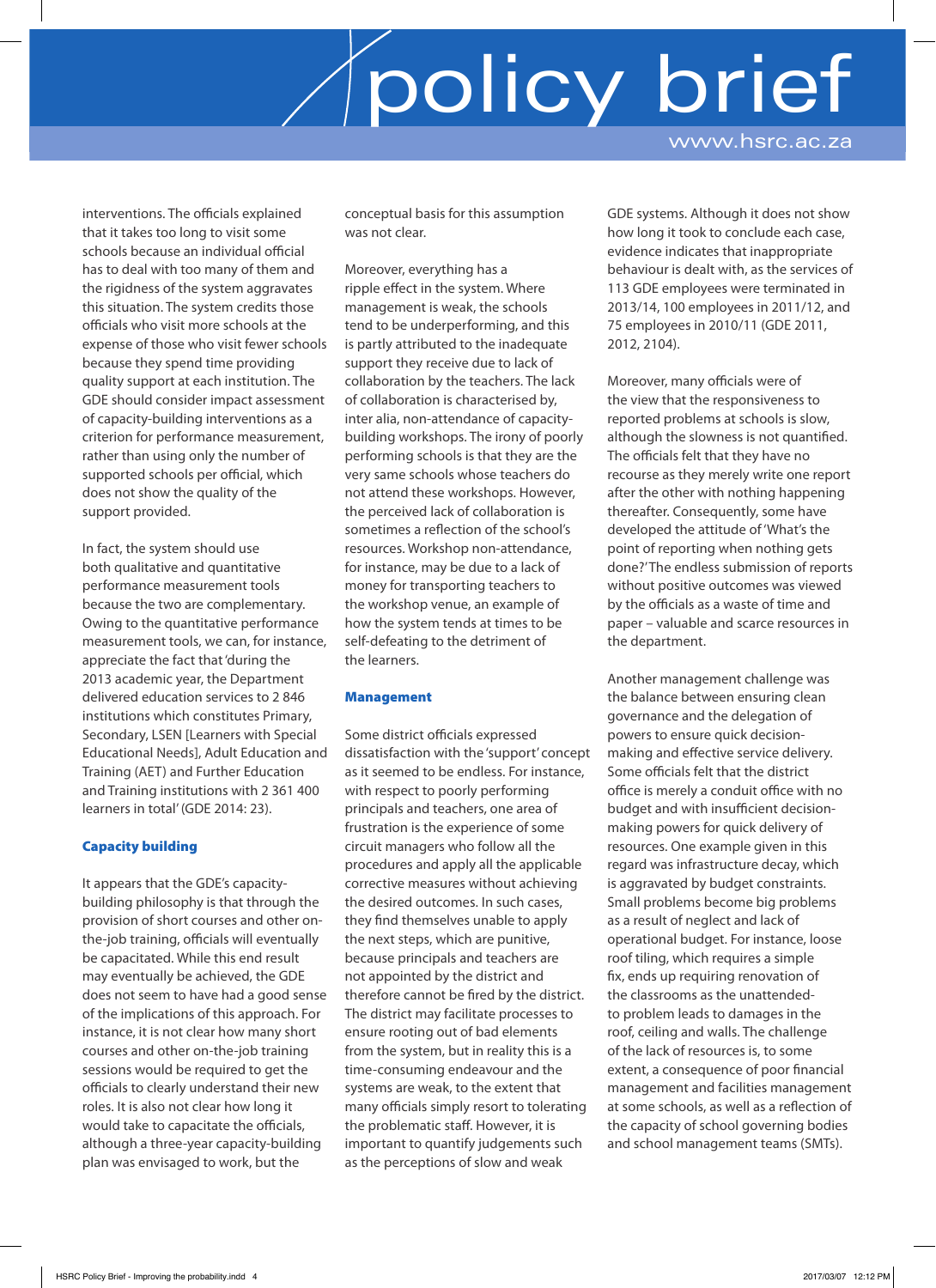interventions. The officials explained that it takes too long to visit some schools because an individual official has to deal with too many of them and the rigidness of the system aggravates this situation. The system credits those officials who visit more schools at the expense of those who visit fewer schools because they spend time providing quality support at each institution. The GDE should consider impact assessment of capacity-building interventions as a criterion for performance measurement, rather than using only the number of supported schools per official, which does not show the quality of the support provided.

In fact, the system should use both qualitative and quantitative performance measurement tools because the two are complementary. Owing to the quantitative performance measurement tools, we can, for instance, appreciate the fact that 'during the 2013 academic year, the Department delivered education services to 2 846 institutions which constitutes Primary, Secondary, LSEN [Learners with Special Educational Needs], Adult Education and Training (AET) and Further Education and Training institutions with 2 361 400 learners in total' (GDE 2014: 23).

### Capacity building

It appears that the GDE's capacity-building philosophy is that through the provision of short courses and other on-the-job training, officials will eventually be capacitated. While this end result may eventually be achieved, the GDE does not seem to have had a good sense of the implications of this approach. For instance, it is not clear how many short courses and other on-the-job training sessions would be required to get the officials to clearly understand their new roles. It is also not clear how long it would take to capacitate the officials, although a three-year capacity-building plan was envisaged to work, but the conceptual basis for this assumption was not clear.

Moreover, everything has a ripple effect in the system. Where management is weak, the schools tend to be underperforming, and this is partly attributed to the inadequate support they receive due to lack of collaboration by the teachers. The lack of collaboration is characterised by, inter alia, non-attendance of capacity-building workshops. The irony of poorly performing schools is that they are the very same schools whose teachers do not attend these workshops. However, the perceived lack of collaboration is sometimes a reflection of the school's resources. Workshop non-attendance, for instance, may be due to a lack of money for transporting teachers to the workshop venue, an example of how the system tends at times to be self-defeating to the detriment of the learners.

### Management

Some district officials expressed dissatisfaction with the 'support' concept as it seemed to be endless. For instance, with respect to poorly performing principals and teachers, one area of frustration is the experience of some circuit managers who follow all the procedures and apply all the applicable corrective measures without achieving the desired outcomes. In such cases, they find themselves unable to apply the next steps, which are punitive, because principals and teachers are not appointed by the district and therefore cannot be fired by the district. The district may facilitate processes to ensure rooting out of bad elements from the system, but in reality this is a time-consuming endeavour and the systems are weak, to the extent that many officials simply resort to tolerating the problematic staff. However, it is important to quantify judgements such as the perceptions of slow and weak GDE systems. Although it does not show how long it took to conclude each case, evidence indicates that inappropriate behaviour is dealt with, as the services of 113 GDE employees were terminated in 2013/14, 100 employees in 2011/12, and 75 employees in 2010/11 (GDE 2011, 2012, 2104).

Moreover, many officials were of the view that the responsiveness to reported problems at schools is slow, although the slowness is not quantified. The officials felt that they have no recourse as they merely write one report after the other with nothing happening thereafter. Consequently, some have developed the attitude of 'What's the point of reporting when nothing gets done?' The endless submission of reports without positive outcomes was viewed by the officials as a waste of time and paper – valuable and scarce resources in the department.

Another management challenge was the balance between ensuring clean governance and the delegation of powers to ensure quick decision-making and effective service delivery. Some officials felt that the district office is merely a conduit office with no budget and with insufficient decision-making powers for quick delivery of resources. One example given in this regard was infrastructure decay, which is aggravated by budget constraints. Small problems become big problems as a result of neglect and lack of operational budget. For instance, loose roof tiling, which requires a simple fix, ends up requiring renovation of the classrooms as the unattended-to problem leads to damages in the roof, ceiling and walls. The challenge of the lack of resources is, to some extent, a consequence of poor financial management and facilities management at some schools, as well as a reflection of the capacity of school governing bodies and school management teams (SMTs).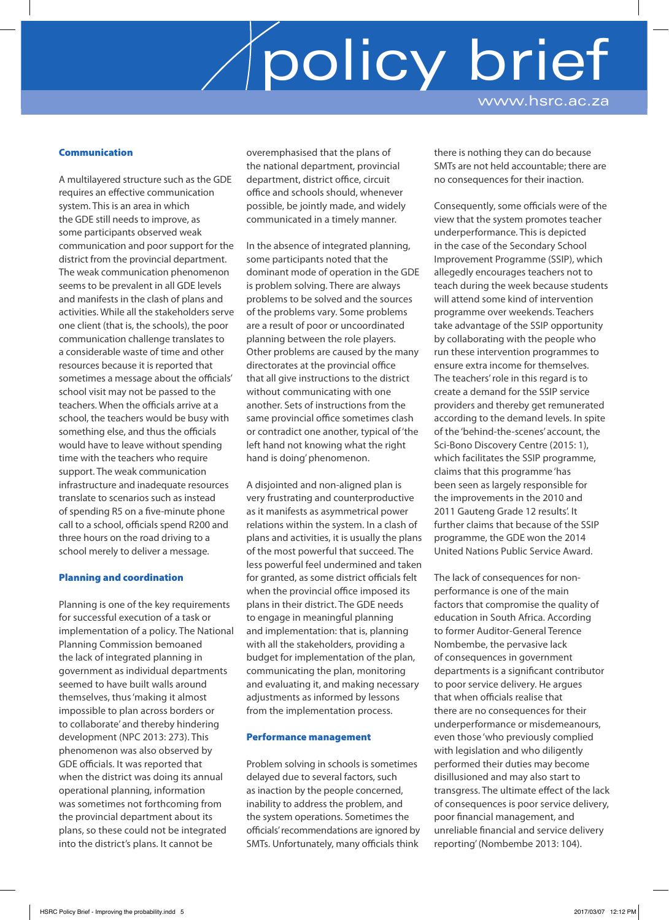### Communication

A multilayered structure such as the GDE requires an effective communication system. This is an area in which the GDE still needs to improve, as some participants observed weak communication and poor support for the district from the provincial department. The weak communication phenomenon seems to be prevalent in all GDE levels and manifests in the clash of plans and activities. While all the stakeholders serve one client (that is, the schools), the poor communication challenge translates to a considerable waste of time and other resources because it is reported that sometimes a message about the officials' school visit may not be passed to the teachers. When the officials arrive at a school, the teachers would be busy with something else, and thus the officials would have to leave without spending time with the teachers who require support. The weak communication infrastructure and inadequate resources translate to scenarios such as instead of spending R5 on a five-minute phone call to a school, officials spend R200 and three hours on the road driving to a school merely to deliver a message.

### Planning and coordination

Planning is one of the key requirements for successful execution of a task or implementation of a policy. The National Planning Commission bemoaned the lack of integrated planning in government as individual departments seemed to have built walls around themselves, thus 'making it almost impossible to plan across borders or to collaborate' and thereby hindering development (NPC 2013: 273). This phenomenon was also observed by GDE officials. It was reported that when the district was doing its annual operational planning, information was sometimes not forthcoming from the provincial department about its plans, so these could not be integrated into the district's plans. It cannot be overemphasised that the plans of the national department, provincial department, district office, circuit office and schools should, whenever possible, be jointly made, and widely communicated in a timely manner.

In the absence of integrated planning, some participants noted that the dominant mode of operation in the GDE is problem solving. There are always problems to be solved and the sources of the problems vary. Some problems are a result of poor or uncoordinated planning between the role players. Other problems are caused by the many directorates at the provincial office that all give instructions to the district without communicating with one another. Sets of instructions from the same provincial office sometimes clash or contradict one another, typical of 'the left hand not knowing what the right hand is doing' phenomenon.

A disjointed and non-aligned plan is very frustrating and counterproductive as it manifests as asymmetrical power relations within the system. In a clash of plans and activities, it is usually the plans of the most powerful that succeed. The less powerful feel undermined and taken for granted, as some district officials felt when the provincial office imposed its plans in their district. The GDE needs to engage in meaningful planning and implementation: that is, planning with all the stakeholders, providing a budget for implementation of the plan, communicating the plan, monitoring and evaluating it, and making necessary adjustments as informed by lessons from the implementation process.

### Performance management

Problem solving in schools is sometimes delayed due to several factors, such as inaction by the people concerned, inability to address the problem, and the system operations. Sometimes the officials' recommendations are ignored by SMTs. Unfortunately, many officials think there is nothing they can do because SMTs are not held accountable; there are no consequences for their inaction.

Consequently, some officials were of the view that the system promotes teacher underperformance. This is depicted in the case of the Secondary School Improvement Programme (SSIP), which allegedly encourages teachers not to teach during the week because students will attend some kind of intervention programme over weekends. Teachers take advantage of the SSIP opportunity by collaborating with the people who run these intervention programmes to ensure extra income for themselves. The teachers' role in this regard is to create a demand for the SSIP service providers and thereby get remunerated according to the demand levels. In spite of the 'behind-the-scenes' account, the Sci-Bono Discovery Centre (2015: 1), which facilitates the SSIP programme, claims that this programme 'has been seen as largely responsible for the improvements in the 2010 and 2011 Gauteng Grade 12 results'. It further claims that because of the SSIP programme, the GDE won the 2014 United Nations Public Service Award.

The lack of consequences for non-performance is one of the main factors that compromise the quality of education in South Africa. According to former Auditor-General Terence Nombembe, the pervasive lack of consequences in government departments is a significant contributor to poor service delivery. He argues that when officials realise that there are no consequences for their underperformance or misdemeanours, even those 'who previously complied with legislation and who diligently performed their duties may become disillusioned and may also start to transgress. The ultimate effect of the lack of consequences is poor service delivery, poor financial management, and unreliable financial and service delivery reporting' (Nombembe 2013: 104).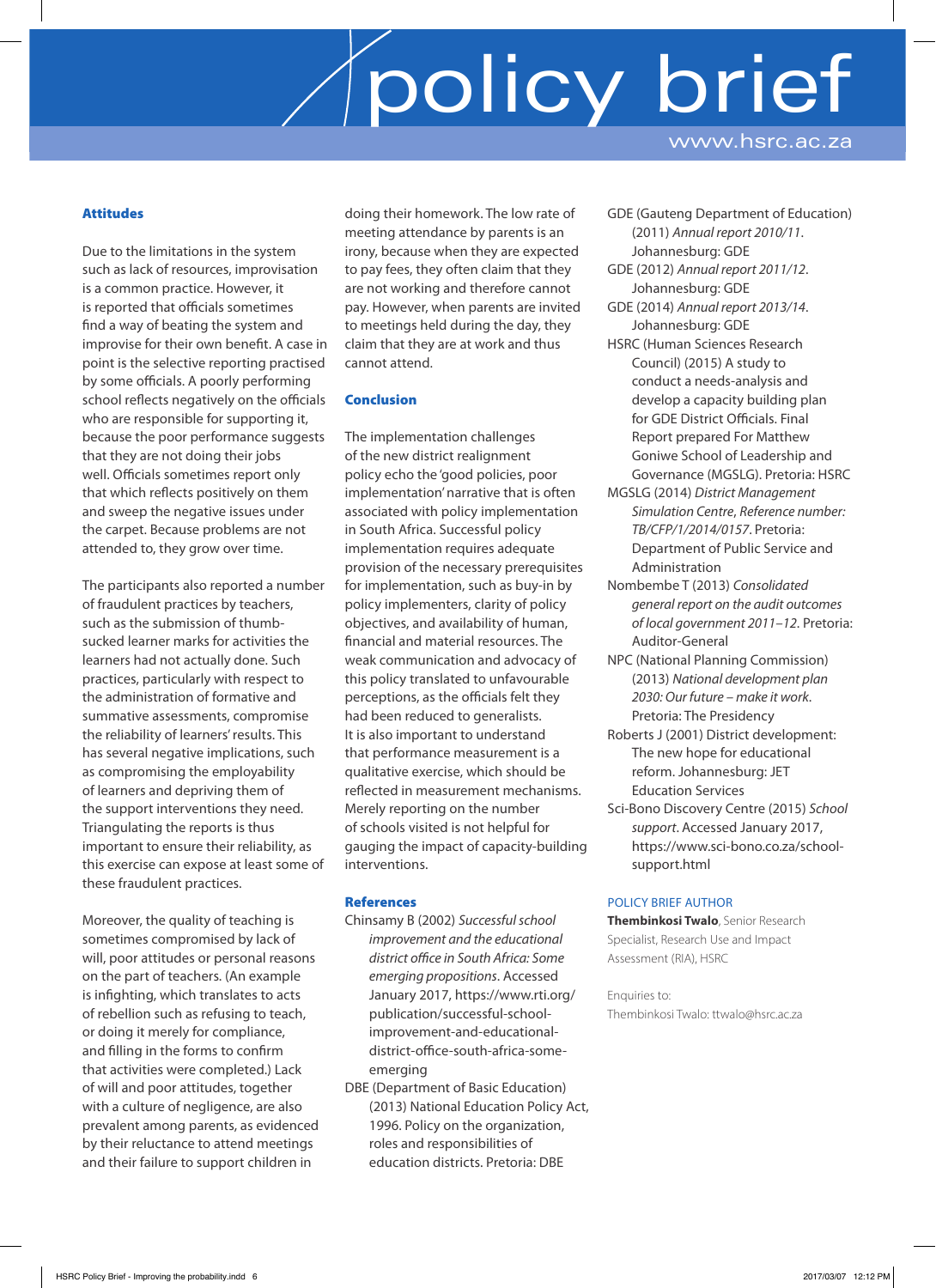### Attitudes

Due to the limitations in the system such as lack of resources, improvisation is a common practice. However, it is reported that officials sometimes find a way of beating the system and improvise for their own benefit. A case in point is the selective reporting practised by some officials. A poorly performing school reflects negatively on the officials who are responsible for supporting it, because the poor performance suggests that they are not doing their jobs well. Officials sometimes report only that which reflects positively on them and sweep the negative issues under the carpet. Because problems are not attended to, they grow over time.

The participants also reported a number of fraudulent practices by teachers, such as the submission of thumb-sucked learner marks for activities the learners had not actually done. Such practices, particularly with respect to the administration of formative and summative assessments, compromise the reliability of learners' results. This has several negative implications, such as compromising the employability of learners and depriving them of the support interventions they need. Triangulating the reports is thus important to ensure their reliability, as this exercise can expose at least some of these fraudulent practices.

Moreover, the quality of teaching is sometimes compromised by lack of will, poor attitudes or personal reasons on the part of teachers. (An example is infighting, which translates to acts of rebellion such as refusing to teach, or doing it merely for compliance, and filling in the forms to confirm that activities were completed.) Lack of will and poor attitudes, together with a culture of negligence, are also prevalent among parents, as evidenced by their reluctance to attend meetings and their failure to support children in doing their homework. The low rate of meeting attendance by parents is an irony, because when they are expected to pay fees, they often claim that they are not working and therefore cannot pay. However, when parents are invited to meetings held during the day, they claim that they are at work and thus cannot attend.

### Conclusion

The implementation challenges of the new district realignment policy echo the 'good policies, poor implementation' narrative that is often associated with policy implementation in South Africa. Successful policy implementation requires adequate provision of the necessary prerequisites for implementation, such as buy-in by policy implementers, clarity of policy objectives, and availability of human, financial and material resources. The weak communication and advocacy of this policy translated to unfavourable perceptions, as the officials felt they had been reduced to generalists. It is also important to understand that performance measurement is a qualitative exercise, which should be reflected in measurement mechanisms. Merely reporting on the number of schools visited is not helpful for gauging the impact of capacity-building interventions.

### References

Chinsamy B (2002) *Successful school improvement and the educational district office in South Africa: Some emerging propositions*. Accessed January 2017, https://www.rti.org/publication/successful-school-improvement-and-educational-district-office-south-africa-some-emerging

DBE (Department of Basic Education) (2013) National Education Policy Act, 1996. Policy on the organization, roles and responsibilities of education districts. Pretoria: DBE

GDE (Gauteng Department of Education) (2011) *Annual report 2010/11*. Johannesburg: GDE

GDE (2012) *Annual report 2011/12*. Johannesburg: GDE

GDE (2014) *Annual report 2013/14*. Johannesburg: GDE

HSRC (Human Sciences Research Council) (2015) A study to conduct a needs-analysis and develop a capacity building plan for GDE District Officials. Final Report prepared For Matthew Goniwe School of Leadership and Governance (MGSLG). Pretoria: HSRC

MGSLG (2014) *District Management Simulation Centre*, *Reference number: TB/CFP/1/2014/0157*. Pretoria: Department of Public Service and Administration

Nombembe T (2013) *Consolidated general report on the audit outcomes of local government 2011–12*. Pretoria: Auditor-General

NPC (National Planning Commission) (2013) *National development plan 2030: Our future – make it work*. Pretoria: The Presidency

Roberts J (2001) District development: The new hope for educational reform. Johannesburg: JET Education Services

Sci-Bono Discovery Centre (2015) *School support*. Accessed January 2017, https://www.sci-bono.co.za/school-support.html

POLICY BRIEF AUTHOR

**Thembinkosi Twalo**, Senior Research Specialist, Research Use and Impact Assessment (RIA), HSRC

Enquiries to:
Thembinkosi Twalo: ttwalo@hsrc.ac.za